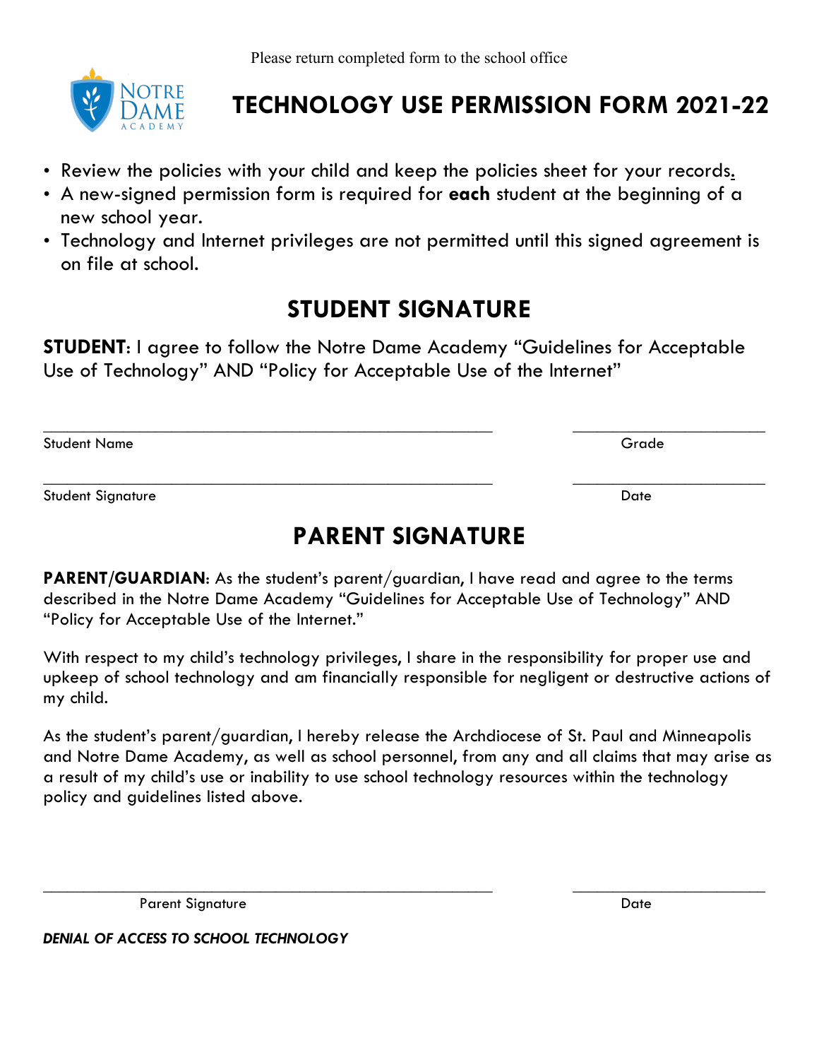Please return completed form to the school office

NOTRE DAME ACADEMY

# TECHNOLOGY USE PERMISSION FORM 2021-22

- Review the policies with your child and keep the policies sheet for your records.
- A new-signed permission form is required for **each** student at the beginning of a new school year.
- Technology and Internet privileges are not permitted until this signed agreement is on file at school.

## STUDENT SIGNATURE

**STUDENT**: I agree to follow the Notre Dame Academy "Guidelines for Acceptable Use of Technology" AND "Policy for Acceptable Use of the Internet"

_______________________________________________ &nbsp;&nbsp;&nbsp;&nbsp; ____________________
Student Name &nbsp;&nbsp;&nbsp;&nbsp; Grade

_______________________________________________ &nbsp;&nbsp;&nbsp;&nbsp; ____________________
Student Signature &nbsp;&nbsp;&nbsp;&nbsp; Date

## PARENT SIGNATURE

**PARENT/GUARDIAN**: As the student's parent/guardian, I have read and agree to the terms described in the Notre Dame Academy "Guidelines for Acceptable Use of Technology" AND "Policy for Acceptable Use of the Internet."

With respect to my child's technology privileges, I share in the responsibility for proper use and upkeep of school technology and am financially responsible for negligent or destructive actions of my child.

As the student's parent/guardian, I hereby release the Archdiocese of St. Paul and Minneapolis and Notre Dame Academy, as well as school personnel, from any and all claims that may arise as a result of my child's use or inability to use school technology resources within the technology policy and guidelines listed above.

_______________________________________________ &nbsp;&nbsp;&nbsp;&nbsp; ____________________
Parent Signature &nbsp;&nbsp;&nbsp;&nbsp; Date

***DENIAL OF ACCESS TO SCHOOL TECHNOLOGY***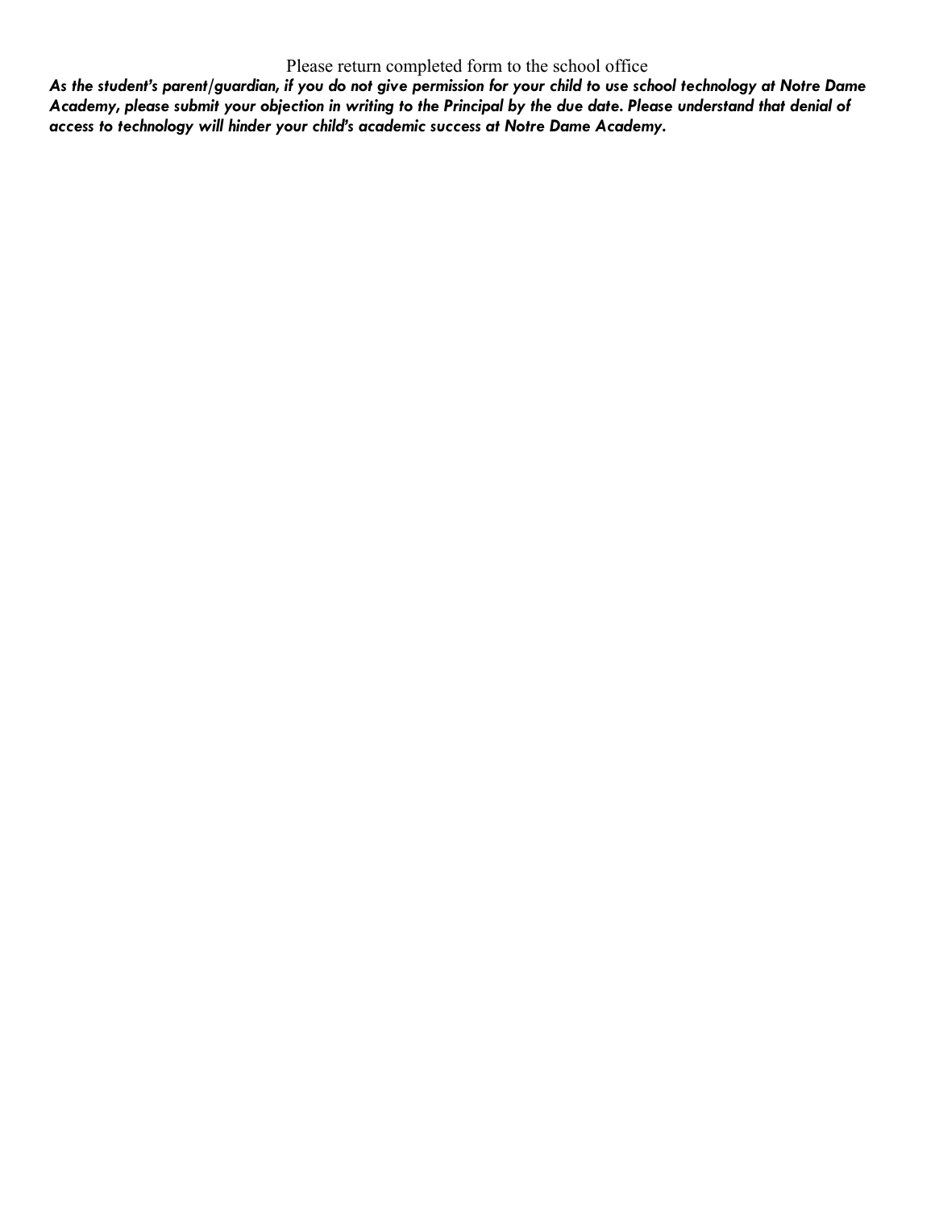Please return completed form to the school office

***As the student's parent/guardian, if you do not give permission for your child to use school technology at Notre Dame Academy, please submit your objection in writing to the Principal by the due date. Please understand that denial of access to technology will hinder your child's academic success at Notre Dame Academy.***